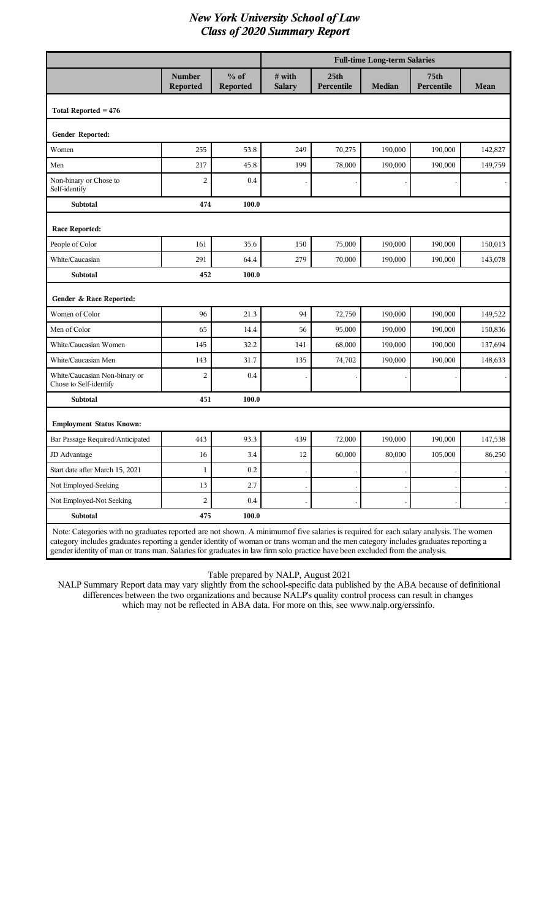# *New York University School of Law*
# *Class of 2020 Summary Report*

| | | | Full-time Long-term Salaries | | | | |
|---|---|---|---|---|---|---|---|
| | **Number Reported** | **% of Reported** | **# with Salary** | **25th Percentile** | **Median** | **75th Percentile** | **Mean** |
| **Total Reported = 476** | | | | | | | |
| **Gender Reported:** | | | | | | | |
| Women | 255 | 53.8 | 249 | 70,275 | 190,000 | 190,000 | 142,827 |
| Men | 217 | 45.8 | 199 | 78,000 | 190,000 | 190,000 | 149,759 |
| Non-binary or Chose to Self-identify | 2 | 0.4 | . | . | . | . | . |
| **Subtotal** | **474** | **100.0** | | | | | |
| **Race Reported:** | | | | | | | |
| People of Color | 161 | 35.6 | 150 | 75,000 | 190,000 | 190,000 | 150,013 |
| White/Caucasian | 291 | 64.4 | 279 | 70,000 | 190,000 | 190,000 | 143,078 |
| **Subtotal** | **452** | **100.0** | | | | | |
| **Gender & Race Reported:** | | | | | | | |
| Women of Color | 96 | 21.3 | 94 | 72,750 | 190,000 | 190,000 | 149,522 |
| Men of Color | 65 | 14.4 | 56 | 95,000 | 190,000 | 190,000 | 150,836 |
| White/Caucasian Women | 145 | 32.2 | 141 | 68,000 | 190,000 | 190,000 | 137,694 |
| White/Caucasian Men | 143 | 31.7 | 135 | 74,702 | 190,000 | 190,000 | 148,633 |
| White/Caucasian Non-binary or Chose to Self-identify | 2 | 0.4 | . | . | . | . | . |
| **Subtotal** | **451** | **100.0** | | | | | |
| **Employment Status Known:** | | | | | | | |
| Bar Passage Required/Anticipated | 443 | 93.3 | 439 | 72,000 | 190,000 | 190,000 | 147,538 |
| JD Advantage | 16 | 3.4 | 12 | 60,000 | 80,000 | 105,000 | 86,250 |
| Start date after March 15, 2021 | 1 | 0.2 | . | . | . | . | . |
| Not Employed-Seeking | 13 | 2.7 | . | . | . | . | . |
| Not Employed-Not Seeking | 2 | 0.4 | . | . | . | . | . |
| **Subtotal** | **475** | **100.0** | | | | | |

Note: Categories with no graduates reported are not shown. A minimum of five salaries is required for each salary analysis. The women category includes graduates reporting a gender identity of woman or trans woman and the men category includes graduates reporting a gender identity of man or trans man. Salaries for graduates in law firm solo practice have been excluded from the analysis.

Table prepared by NALP, August 2021

NALP Summary Report data may vary slightly from the school-specific data published by the ABA because of definitional differences between the two organizations and because NALP's quality control process can result in changes which may not be reflected in ABA data. For more on this, see www.nalp.org/erssinfo.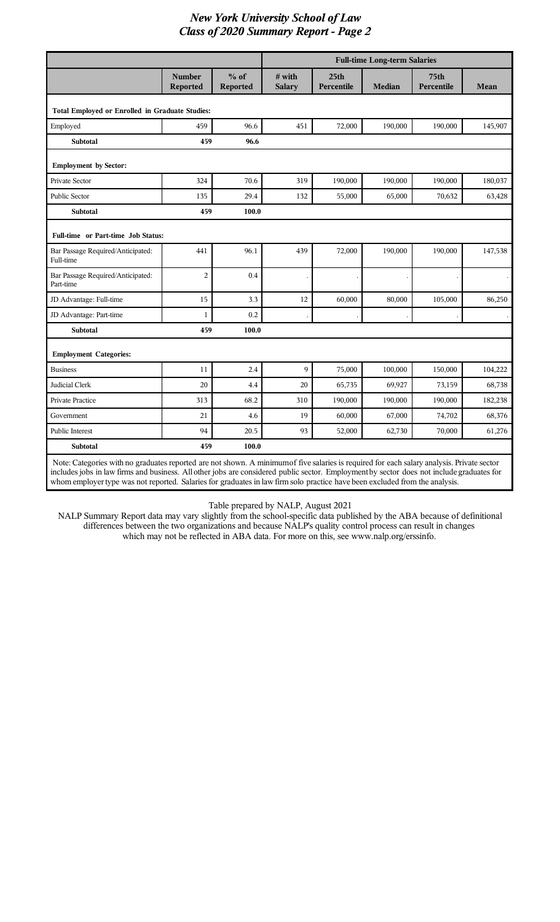# *New York University School of Law*
## *Class of 2020 Summary Report - Page 2*

| | Number Reported | % of Reported | Full-time Long-term Salaries | | | | |
|---|---|---|---|---|---|---|---|
| | | | # with Salary | 25th Percentile | Median | 75th Percentile | Mean |
| **Total Employed or Enrolled in Graduate Studies:** | | | | | | | |
| Employed | 459 | 96.6 | 451 | 72,000 | 190,000 | 190,000 | 145,907 |
| **Subtotal** | **459** | **96.6** | | | | | |
| **Employment by Sector:** | | | | | | | |
| Private Sector | 324 | 70.6 | 319 | 190,000 | 190,000 | 190,000 | 180,037 |
| Public Sector | 135 | 29.4 | 132 | 55,000 | 65,000 | 70,632 | 63,428 |
| **Subtotal** | **459** | **100.0** | | | | | |
| **Full-time or Part-time Job Status:** | | | | | | | |
| Bar Passage Required/Anticipated: Full-time | 441 | 96.1 | 439 | 72,000 | 190,000 | 190,000 | 147,538 |
| Bar Passage Required/Anticipated: Part-time | 2 | 0.4 | . | . | . | . | . |
| JD Advantage: Full-time | 15 | 3.3 | 12 | 60,000 | 80,000 | 105,000 | 86,250 |
| JD Advantage: Part-time | 1 | 0.2 | . | . | . | . | . |
| **Subtotal** | **459** | **100.0** | | | | | |
| **Employment Categories:** | | | | | | | |
| Business | 11 | 2.4 | 9 | 75,000 | 100,000 | 150,000 | 104,222 |
| Judicial Clerk | 20 | 4.4 | 20 | 65,735 | 69,927 | 73,159 | 68,738 |
| Private Practice | 313 | 68.2 | 310 | 190,000 | 190,000 | 190,000 | 182,238 |
| Government | 21 | 4.6 | 19 | 60,000 | 67,000 | 74,702 | 68,376 |
| Public Interest | 94 | 20.5 | 93 | 52,000 | 62,730 | 70,000 | 61,276 |
| **Subtotal** | **459** | **100.0** | | | | | |

Note: Categories with no graduates reported are not shown. A minimum of five salaries is required for each salary analysis. Private sector includes jobs in law firms and business. All other jobs are considered public sector. Employment by sector does not include graduates for whom employer type was not reported. Salaries for graduates in law firm solo practice have been excluded from the analysis.

Table prepared by NALP, August 2021

NALP Summary Report data may vary slightly from the school-specific data published by the ABA because of definitional differences between the two organizations and because NALP's quality control process can result in changes which may not be reflected in ABA data. For more on this, see www.nalp.org/erssinfo.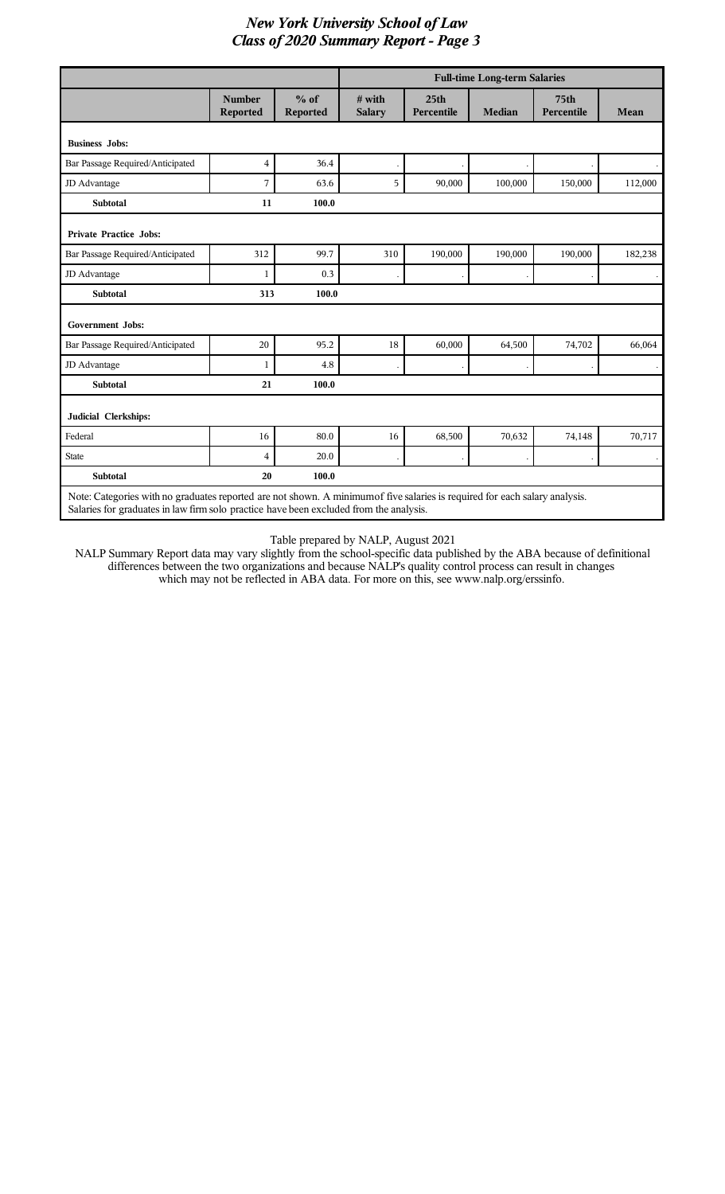# New York University School of Law
## Class of 2020 Summary Report - Page 3

| | Number Reported | % of Reported | Full-time Long-term Salaries | | | | |
|---|---|---|---|---|---|---|---|
| | | | # with Salary | 25th Percentile | Median | 75th Percentile | Mean |
| **Business Jobs:** | | | | | | | |
| Bar Passage Required/Anticipated | 4 | 36.4 | . | . | . | . | . |
| JD Advantage | 7 | 63.6 | 5 | 90,000 | 100,000 | 150,000 | 112,000 |
| **Subtotal** | **11** | **100.0** | | | | | |
| **Private Practice Jobs:** | | | | | | | |
| Bar Passage Required/Anticipated | 312 | 99.7 | 310 | 190,000 | 190,000 | 190,000 | 182,238 |
| JD Advantage | 1 | 0.3 | . | . | . | . | . |
| **Subtotal** | **313** | **100.0** | | | | | |
| **Government Jobs:** | | | | | | | |
| Bar Passage Required/Anticipated | 20 | 95.2 | 18 | 60,000 | 64,500 | 74,702 | 66,064 |
| JD Advantage | 1 | 4.8 | . | . | . | . | . |
| **Subtotal** | **21** | **100.0** | | | | | |
| **Judicial Clerkships:** | | | | | | | |
| Federal | 16 | 80.0 | 16 | 68,500 | 70,632 | 74,148 | 70,717 |
| State | 4 | 20.0 | . | . | . | . | . |
| **Subtotal** | **20** | **100.0** | | | | | |

Note: Categories with no graduates reported are not shown. A minimum of five salaries is required for each salary analysis. Salaries for graduates in law firm solo practice have been excluded from the analysis.

Table prepared by NALP, August 2021

NALP Summary Report data may vary slightly from the school-specific data published by the ABA because of definitional differences between the two organizations and because NALP's quality control process can result in changes which may not be reflected in ABA data. For more on this, see www.nalp.org/erssinfo.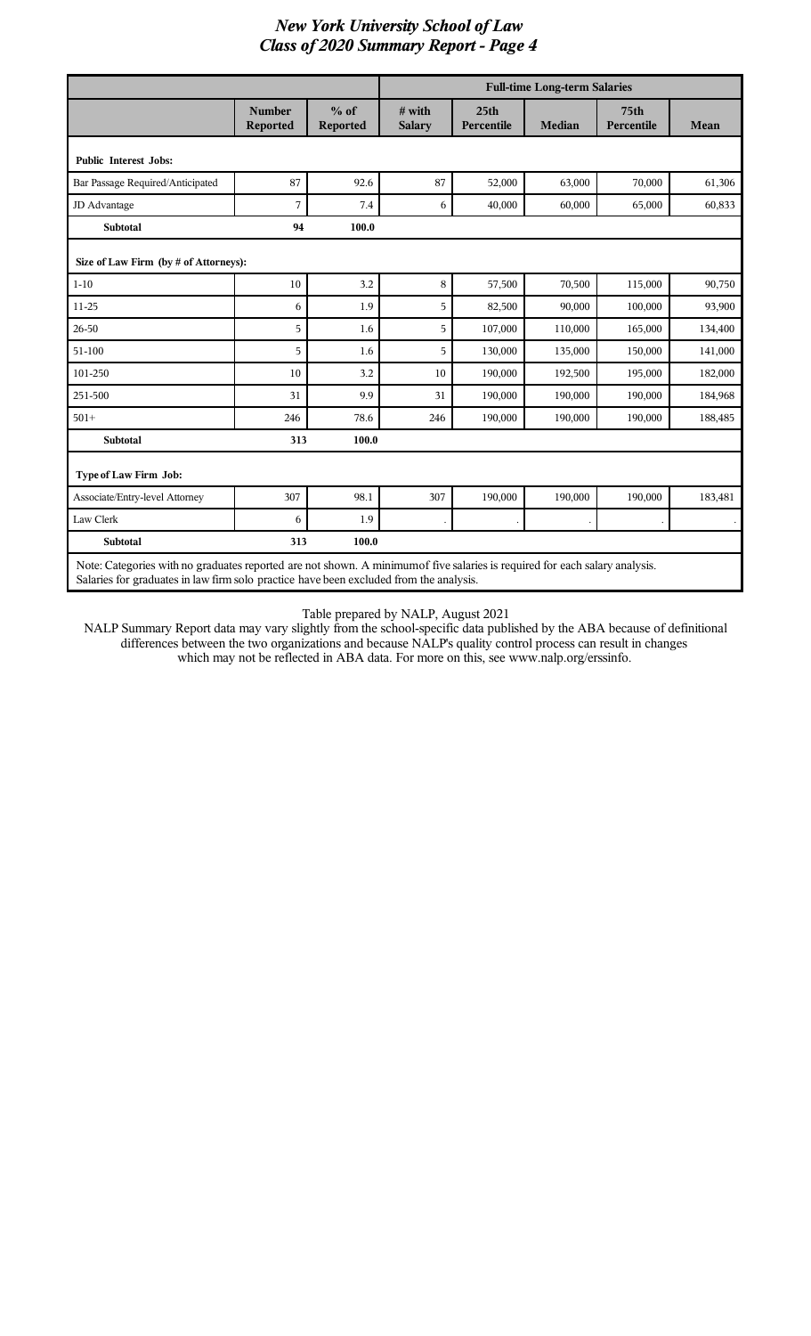# New York University School of Law
## Class of 2020 Summary Report - Page 4

| | Number Reported | % of Reported | Full-time Long-term Salaries | | | | |
|---|---|---|---|---|---|---|---|
| | | | # with Salary | 25th Percentile | Median | 75th Percentile | Mean |
| **Public Interest Jobs:** | | | | | | | |
| Bar Passage Required/Anticipated | 87 | 92.6 | 87 | 52,000 | 63,000 | 70,000 | 61,306 |
| JD Advantage | 7 | 7.4 | 6 | 40,000 | 60,000 | 65,000 | 60,833 |
| **Subtotal** | **94** | **100.0** | | | | | |
| **Size of Law Firm (by # of Attorneys):** | | | | | | | |
| 1-10 | 10 | 3.2 | 8 | 57,500 | 70,500 | 115,000 | 90,750 |
| 11-25 | 6 | 1.9 | 5 | 82,500 | 90,000 | 100,000 | 93,900 |
| 26-50 | 5 | 1.6 | 5 | 107,000 | 110,000 | 165,000 | 134,400 |
| 51-100 | 5 | 1.6 | 5 | 130,000 | 135,000 | 150,000 | 141,000 |
| 101-250 | 10 | 3.2 | 10 | 190,000 | 192,500 | 195,000 | 182,000 |
| 251-500 | 31 | 9.9 | 31 | 190,000 | 190,000 | 190,000 | 184,968 |
| 501+ | 246 | 78.6 | 246 | 190,000 | 190,000 | 190,000 | 188,485 |
| **Subtotal** | **313** | **100.0** | | | | | |
| **Type of Law Firm Job:** | | | | | | | |
| Associate/Entry-level Attorney | 307 | 98.1 | 307 | 190,000 | 190,000 | 190,000 | 183,481 |
| Law Clerk | 6 | 1.9 | . | . | . | . | . |
| **Subtotal** | **313** | **100.0** | | | | | |

Note: Categories with no graduates reported are not shown. A minimum of five salaries is required for each salary analysis. Salaries for graduates in law firm solo practice have been excluded from the analysis.

Table prepared by NALP, August 2021

NALP Summary Report data may vary slightly from the school-specific data published by the ABA because of definitional differences between the two organizations and because NALP's quality control process can result in changes which may not be reflected in ABA data. For more on this, see www.nalp.org/erssinfo.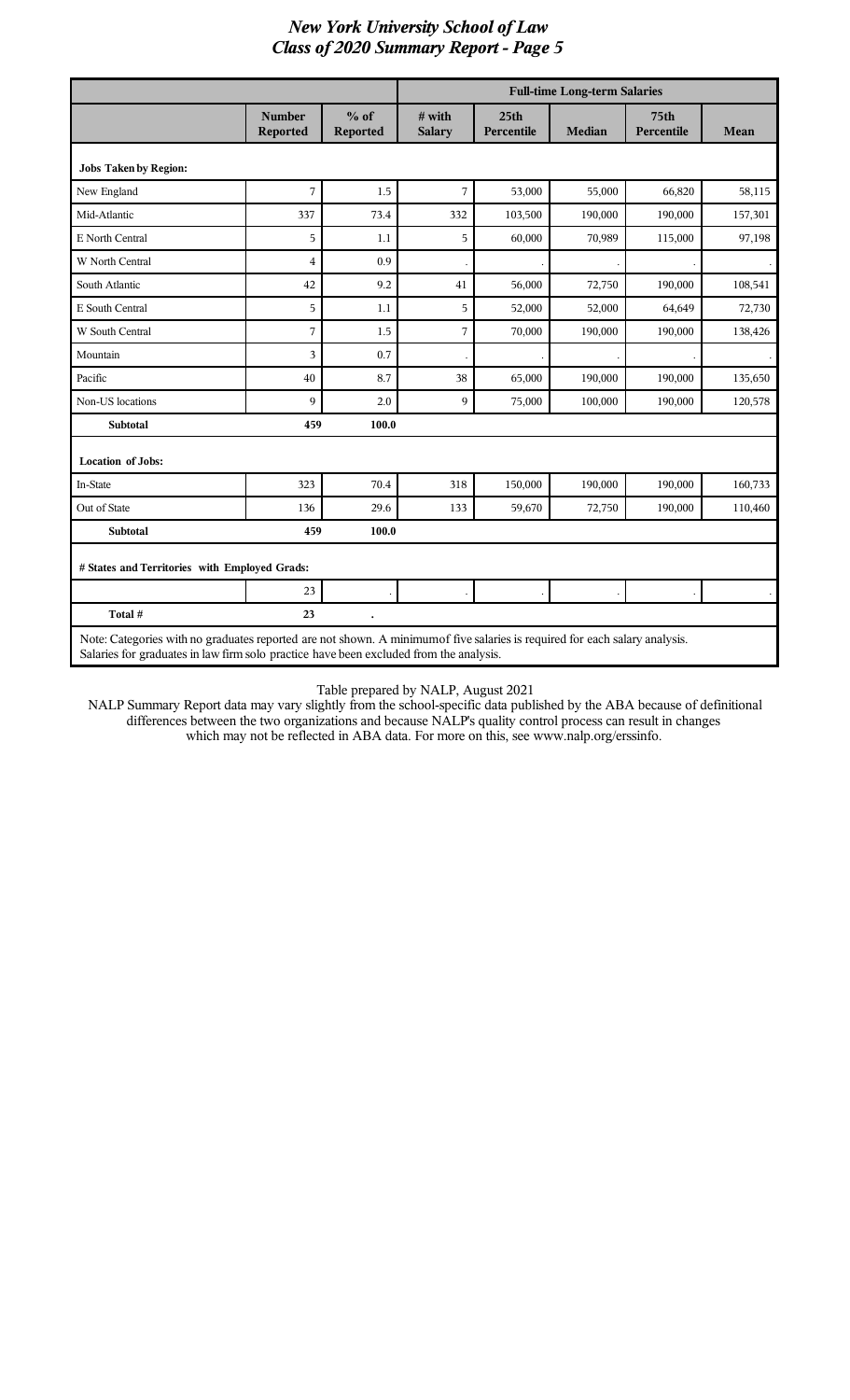# New York University School of Law
## Class of 2020 Summary Report - Page 5

| | Number Reported | % of Reported | Full-time Long-term Salaries | | | | |
|---|---|---|---|---|---|---|---|
| | | | # with Salary | 25th Percentile | Median | 75th Percentile | Mean |
| **Jobs Taken by Region:** | | | | | | | |
| New England | 7 | 1.5 | 7 | 53,000 | 55,000 | 66,820 | 58,115 |
| Mid-Atlantic | 337 | 73.4 | 332 | 103,500 | 190,000 | 190,000 | 157,301 |
| E North Central | 5 | 1.1 | 5 | 60,000 | 70,989 | 115,000 | 97,198 |
| W North Central | 4 | 0.9 | . | . | . | . | . |
| South Atlantic | 42 | 9.2 | 41 | 56,000 | 72,750 | 190,000 | 108,541 |
| E South Central | 5 | 1.1 | 5 | 52,000 | 52,000 | 64,649 | 72,730 |
| W South Central | 7 | 1.5 | 7 | 70,000 | 190,000 | 190,000 | 138,426 |
| Mountain | 3 | 0.7 | . | . | . | . | . |
| Pacific | 40 | 8.7 | 38 | 65,000 | 190,000 | 190,000 | 135,650 |
| Non-US locations | 9 | 2.0 | 9 | 75,000 | 100,000 | 190,000 | 120,578 |
| **Subtotal** | **459** | **100.0** | | | | | |
| **Location of Jobs:** | | | | | | | |
| In-State | 323 | 70.4 | 318 | 150,000 | 190,000 | 190,000 | 160,733 |
| Out of State | 136 | 29.6 | 133 | 59,670 | 72,750 | 190,000 | 110,460 |
| **Subtotal** | **459** | **100.0** | | | | | |
| **# States and Territories with Employed Grads:** | | | | | | | |
| | 23 | . | . | . | . | . | . |
| **Total #** | **23** | **.** | | | | | |

Note: Categories with no graduates reported are not shown. A minimum of five salaries is required for each salary analysis. Salaries for graduates in law firm solo practice have been excluded from the analysis.

Table prepared by NALP, August 2021

NALP Summary Report data may vary slightly from the school-specific data published by the ABA because of definitional differences between the two organizations and because NALP's quality control process can result in changes which may not be reflected in ABA data. For more on this, see www.nalp.org/erssinfo.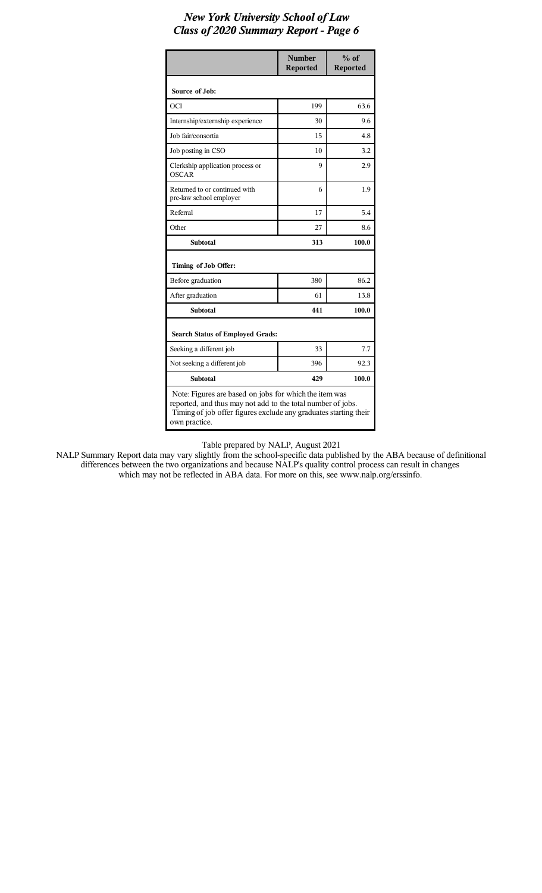# *New York University School of Law*
## *Class of 2020 Summary Report - Page 6*

| | Number Reported | % of Reported |
|---|---|---|
| **Source of Job:** | | |
| OCI | 199 | 63.6 |
| Internship/externship experience | 30 | 9.6 |
| Job fair/consortia | 15 | 4.8 |
| Job posting in CSO | 10 | 3.2 |
| Clerkship application process or OSCAR | 9 | 2.9 |
| Returned to or continued with pre-law school employer | 6 | 1.9 |
| Referral | 17 | 5.4 |
| Other | 27 | 8.6 |
| **Subtotal** | **313** | **100.0** |
| **Timing of Job Offer:** | | |
| Before graduation | 380 | 86.2 |
| After graduation | 61 | 13.8 |
| **Subtotal** | **441** | **100.0** |
| **Search Status of Employed Grads:** | | |
| Seeking a different job | 33 | 7.7 |
| Not seeking a different job | 396 | 92.3 |
| **Subtotal** | **429** | **100.0** |

Note: Figures are based on jobs for which the item was reported, and thus may not add to the total number of jobs. Timing of job offer figures exclude any graduates starting their own practice.

Table prepared by NALP, August 2021

NALP Summary Report data may vary slightly from the school-specific data published by the ABA because of definitional differences between the two organizations and because NALP's quality control process can result in changes which may not be reflected in ABA data. For more on this, see www.nalp.org/erssinfo.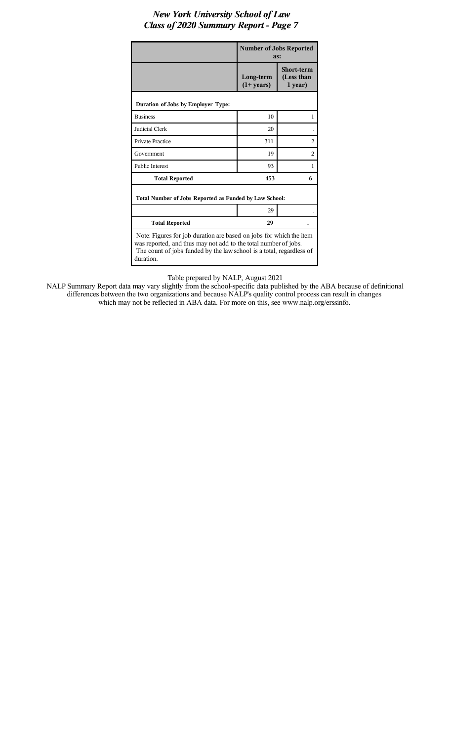# New York University School of Law
## Class of 2020 Summary Report - Page 7

| | Number of Jobs Reported as: | |
|---|---|---|
| | Long-term (1+ years) | Short-term (Less than 1 year) |
| **Duration of Jobs by Employer Type:** | | |
| Business | 10 | 1 |
| Judicial Clerk | 20 | . |
| Private Practice | 311 | 2 |
| Government | 19 | 2 |
| Public Interest | 93 | 1 |
| **Total Reported** | **453** | **6** |
| **Total Number of Jobs Reported as Funded by Law School:** | | |
| | 29 | . |
| **Total Reported** | **29** | **.** |

Note: Figures for job duration are based on jobs for which the item was reported, and thus may not add to the total number of jobs. The count of jobs funded by the law school is a total, regardless of duration.

Table prepared by NALP, August 2021

NALP Summary Report data may vary slightly from the school-specific data published by the ABA because of definitional differences between the two organizations and because NALP's quality control process can result in changes which may not be reflected in ABA data. For more on this, see www.nalp.org/erssinfo.